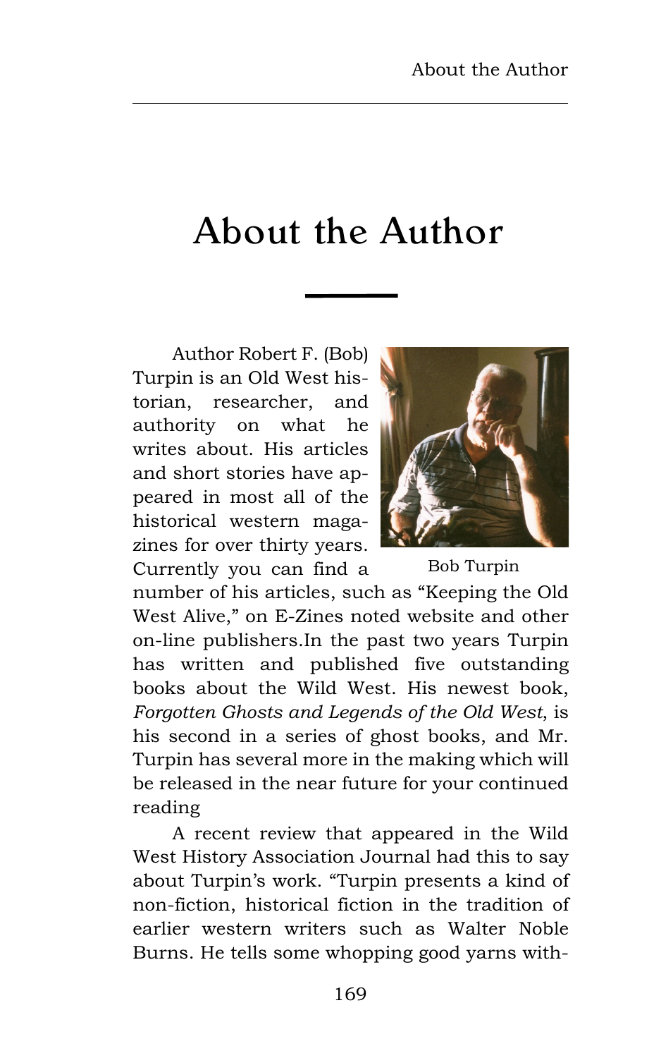# About the Author

Author Robert F. (Bob) Turpin is an Old West historian, researcher, and authority on what he writes about. His articles and short stories have appeared in most all of the historical western magazines for over thirty years. Currently you can find a number of his articles, such as "Keeping the Old West Alive," on E-Zines noted website and other on-line publishers.In the past two years Turpin has written and published five outstanding books about the Wild West. His newest book, *Forgotten Ghosts and Legends of the Old West*, is his second in a series of ghost books, and Mr. Turpin has several more in the making which will be released in the near future for your continued reading

Bob Turpin

A recent review that appeared in the Wild West History Association Journal had this to say about Turpin's work. "Turpin presents a kind of non-fiction, historical fiction in the tradition of earlier western writers such as Walter Noble Burns. He tells some whopping good yarns with-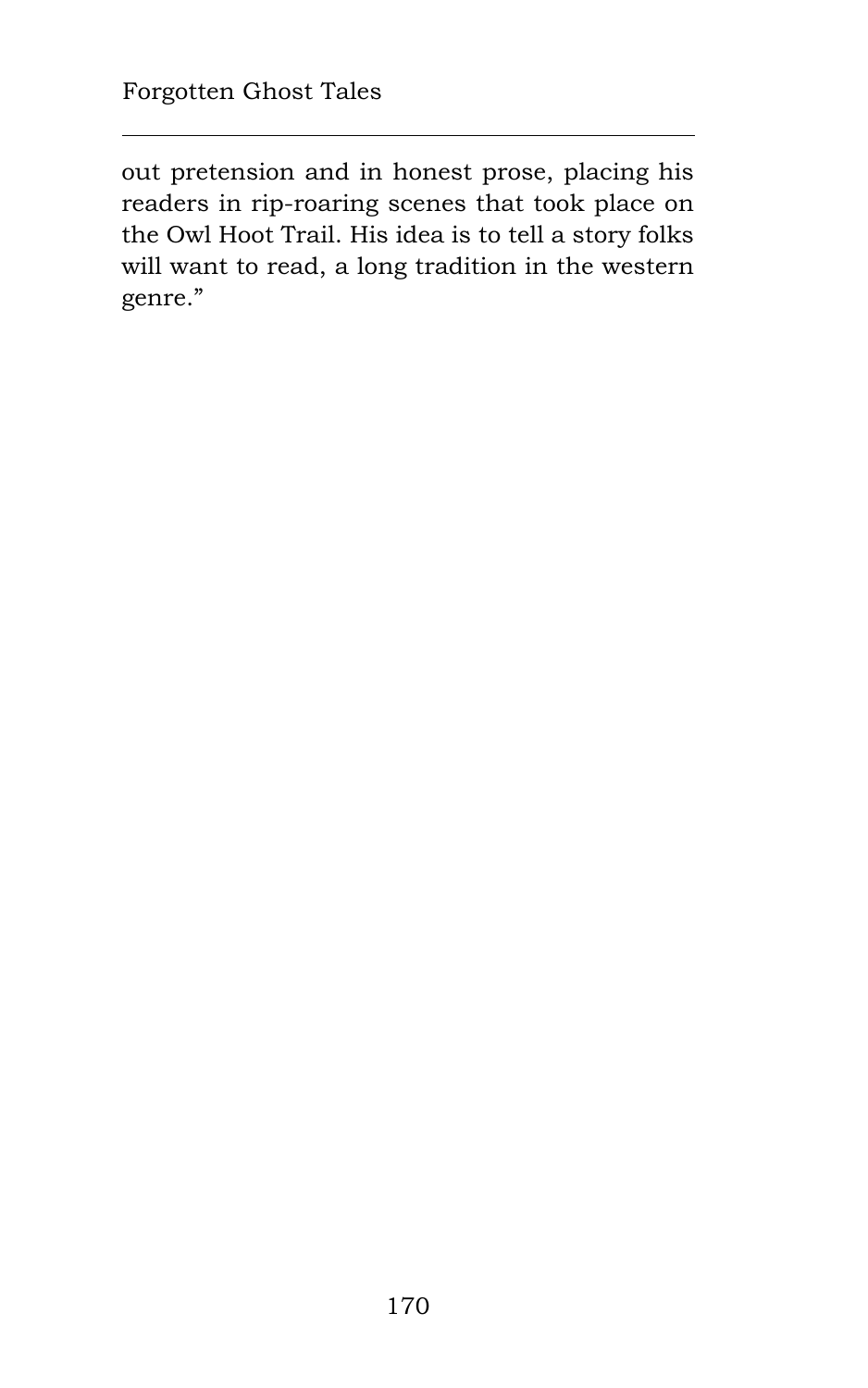out pretension and in honest prose, placing his readers in rip-roaring scenes that took place on the Owl Hoot Trail. His idea is to tell a story folks will want to read, a long tradition in the western genre."